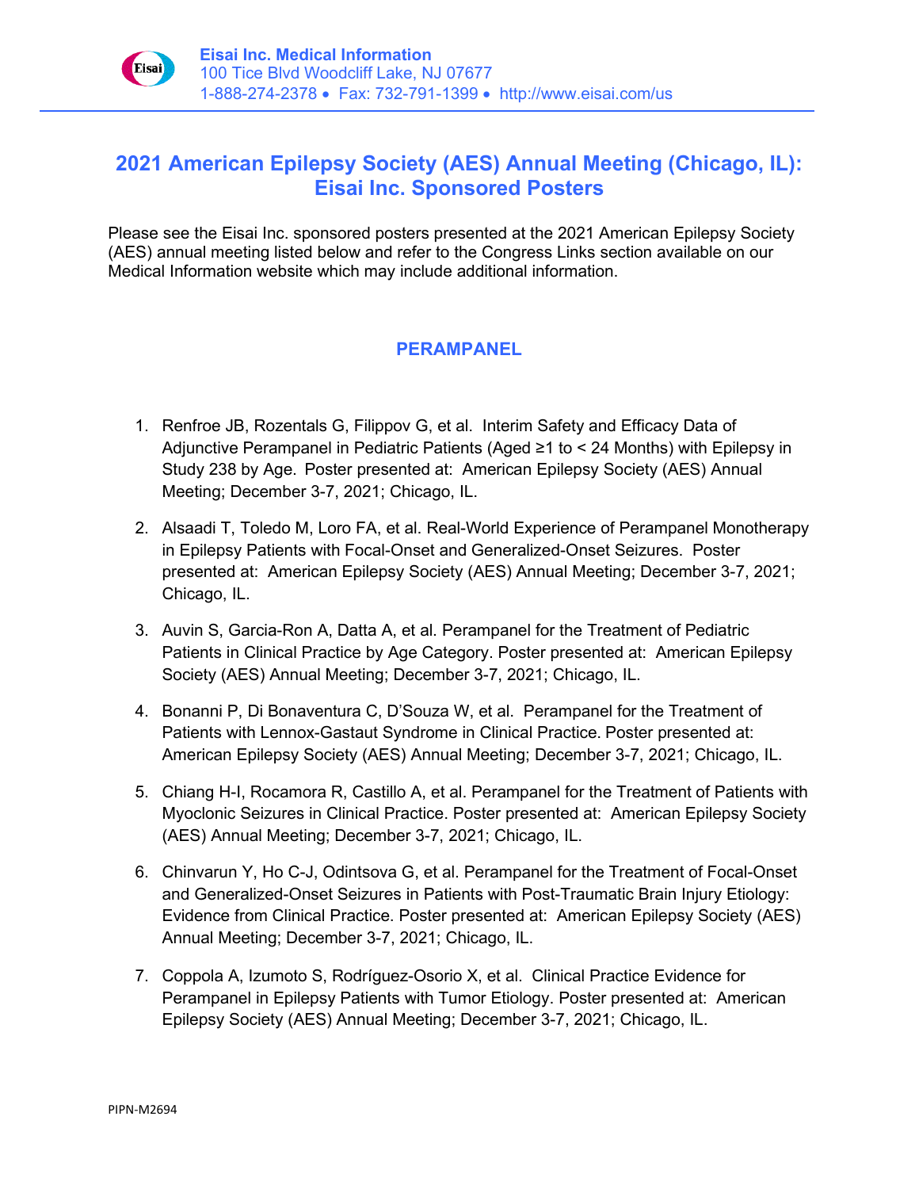**Eisai Inc. Medical Information**
100 Tice Blvd Woodcliff Lake, NJ 07677
1-888-274-2378 • Fax: 732-791-1399 • http://www.eisai.com/us

# 2021 American Epilepsy Society (AES) Annual Meeting (Chicago, IL): Eisai Inc. Sponsored Posters

Please see the Eisai Inc. sponsored posters presented at the 2021 American Epilepsy Society (AES) annual meeting listed below and refer to the Congress Links section available on our Medical Information website which may include additional information.

## PERAMPANEL

1. Renfroe JB, Rozentals G, Filippov G, et al. Interim Safety and Efficacy Data of Adjunctive Perampanel in Pediatric Patients (Aged ≥1 to < 24 Months) with Epilepsy in Study 238 by Age. Poster presented at: American Epilepsy Society (AES) Annual Meeting; December 3-7, 2021; Chicago, IL.
2. Alsaadi T, Toledo M, Loro FA, et al. Real-World Experience of Perampanel Monotherapy in Epilepsy Patients with Focal-Onset and Generalized-Onset Seizures. Poster presented at: American Epilepsy Society (AES) Annual Meeting; December 3-7, 2021; Chicago, IL.
3. Auvin S, Garcia-Ron A, Datta A, et al. Perampanel for the Treatment of Pediatric Patients in Clinical Practice by Age Category. Poster presented at: American Epilepsy Society (AES) Annual Meeting; December 3-7, 2021; Chicago, IL.
4. Bonanni P, Di Bonaventura C, D'Souza W, et al. Perampanel for the Treatment of Patients with Lennox-Gastaut Syndrome in Clinical Practice. Poster presented at: American Epilepsy Society (AES) Annual Meeting; December 3-7, 2021; Chicago, IL.
5. Chiang H-I, Rocamora R, Castillo A, et al. Perampanel for the Treatment of Patients with Myoclonic Seizures in Clinical Practice. Poster presented at: American Epilepsy Society (AES) Annual Meeting; December 3-7, 2021; Chicago, IL.
6. Chinvarun Y, Ho C-J, Odintsova G, et al. Perampanel for the Treatment of Focal-Onset and Generalized-Onset Seizures in Patients with Post-Traumatic Brain Injury Etiology: Evidence from Clinical Practice. Poster presented at: American Epilepsy Society (AES) Annual Meeting; December 3-7, 2021; Chicago, IL.
7. Coppola A, Izumoto S, Rodríguez-Osorio X, et al. Clinical Practice Evidence for Perampanel in Epilepsy Patients with Tumor Etiology. Poster presented at: American Epilepsy Society (AES) Annual Meeting; December 3-7, 2021; Chicago, IL.

PIPN-M2694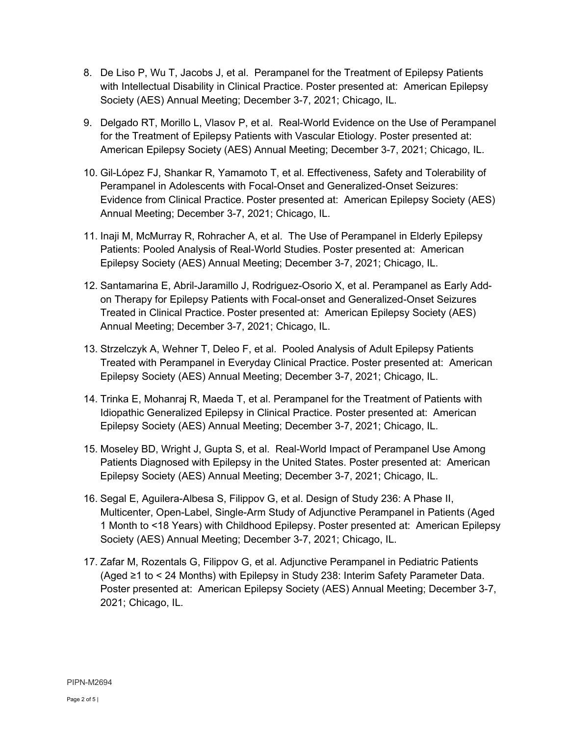8. De Liso P, Wu T, Jacobs J, et al. Perampanel for the Treatment of Epilepsy Patients with Intellectual Disability in Clinical Practice. Poster presented at: American Epilepsy Society (AES) Annual Meeting; December 3-7, 2021; Chicago, IL.

9. Delgado RT, Morillo L, Vlasov P, et al. Real-World Evidence on the Use of Perampanel for the Treatment of Epilepsy Patients with Vascular Etiology. Poster presented at: American Epilepsy Society (AES) Annual Meeting; December 3-7, 2021; Chicago, IL.

10. Gil-López FJ, Shankar R, Yamamoto T, et al. Effectiveness, Safety and Tolerability of Perampanel in Adolescents with Focal-Onset and Generalized-Onset Seizures: Evidence from Clinical Practice. Poster presented at: American Epilepsy Society (AES) Annual Meeting; December 3-7, 2021; Chicago, IL.

11. Inaji M, McMurray R, Rohracher A, et al. The Use of Perampanel in Elderly Epilepsy Patients: Pooled Analysis of Real-World Studies. Poster presented at: American Epilepsy Society (AES) Annual Meeting; December 3-7, 2021; Chicago, IL.

12. Santamarina E, Abril-Jaramillo J, Rodriguez-Osorio X, et al. Perampanel as Early Add-on Therapy for Epilepsy Patients with Focal-onset and Generalized-Onset Seizures Treated in Clinical Practice. Poster presented at: American Epilepsy Society (AES) Annual Meeting; December 3-7, 2021; Chicago, IL.

13. Strzelczyk A, Wehner T, Deleo F, et al. Pooled Analysis of Adult Epilepsy Patients Treated with Perampanel in Everyday Clinical Practice. Poster presented at: American Epilepsy Society (AES) Annual Meeting; December 3-7, 2021; Chicago, IL.

14. Trinka E, Mohanraj R, Maeda T, et al. Perampanel for the Treatment of Patients with Idiopathic Generalized Epilepsy in Clinical Practice. Poster presented at: American Epilepsy Society (AES) Annual Meeting; December 3-7, 2021; Chicago, IL.

15. Moseley BD, Wright J, Gupta S, et al. Real-World Impact of Perampanel Use Among Patients Diagnosed with Epilepsy in the United States. Poster presented at: American Epilepsy Society (AES) Annual Meeting; December 3-7, 2021; Chicago, IL.

16. Segal E, Aguilera-Albesa S, Filippov G, et al. Design of Study 236: A Phase II, Multicenter, Open-Label, Single-Arm Study of Adjunctive Perampanel in Patients (Aged 1 Month to <18 Years) with Childhood Epilepsy. Poster presented at: American Epilepsy Society (AES) Annual Meeting; December 3-7, 2021; Chicago, IL.

17. Zafar M, Rozentals G, Filippov G, et al. Adjunctive Perampanel in Pediatric Patients (Aged ≥1 to < 24 Months) with Epilepsy in Study 238: Interim Safety Parameter Data. Poster presented at: American Epilepsy Society (AES) Annual Meeting; December 3-7, 2021; Chicago, IL.

PIPN-M2694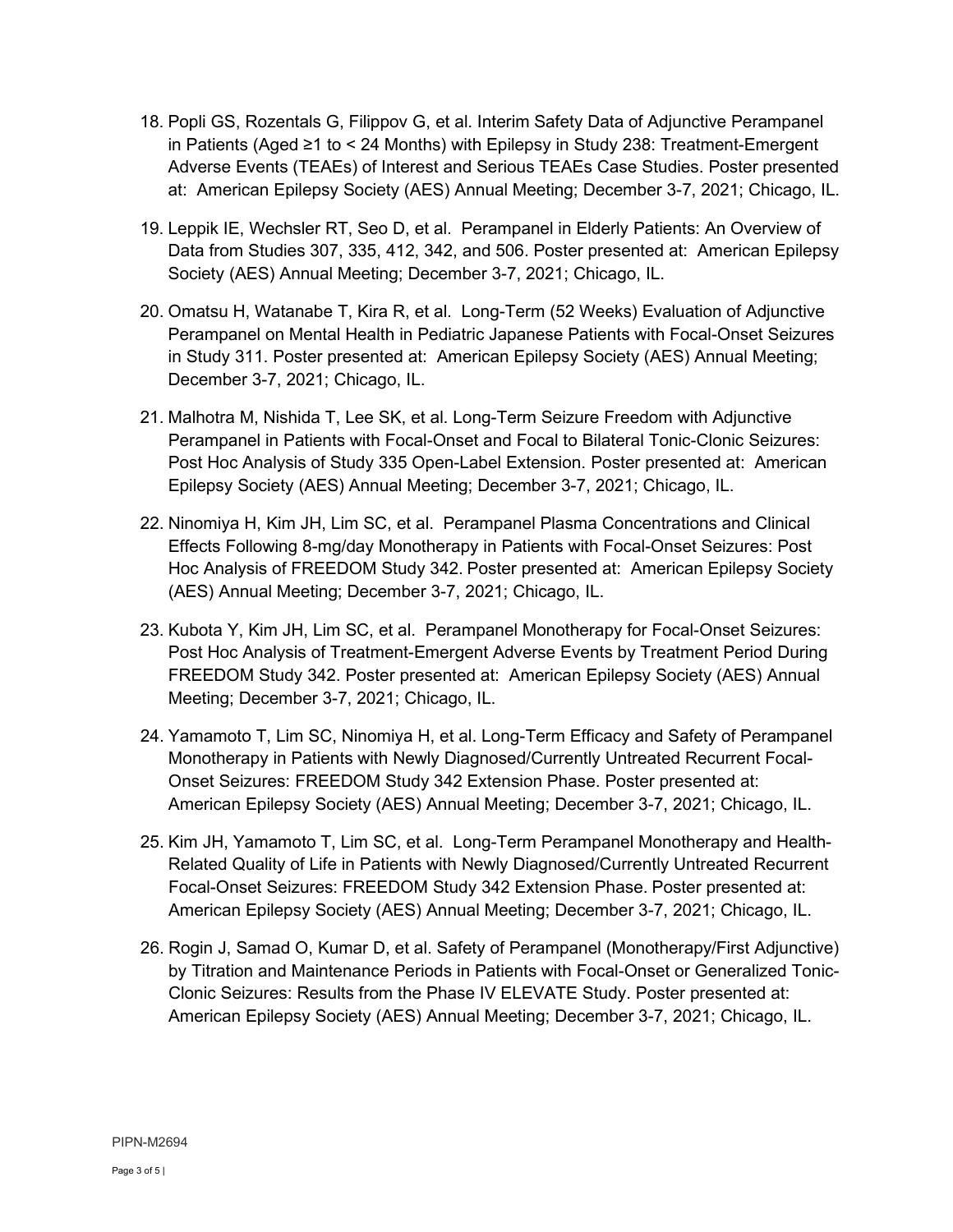18. Popli GS, Rozentals G, Filippov G, et al. Interim Safety Data of Adjunctive Perampanel in Patients (Aged ≥1 to < 24 Months) with Epilepsy in Study 238: Treatment-Emergent Adverse Events (TEAEs) of Interest and Serious TEAEs Case Studies. Poster presented at: American Epilepsy Society (AES) Annual Meeting; December 3-7, 2021; Chicago, IL.

19. Leppik IE, Wechsler RT, Seo D, et al. Perampanel in Elderly Patients: An Overview of Data from Studies 307, 335, 412, 342, and 506. Poster presented at: American Epilepsy Society (AES) Annual Meeting; December 3-7, 2021; Chicago, IL.

20. Omatsu H, Watanabe T, Kira R, et al. Long-Term (52 Weeks) Evaluation of Adjunctive Perampanel on Mental Health in Pediatric Japanese Patients with Focal-Onset Seizures in Study 311. Poster presented at: American Epilepsy Society (AES) Annual Meeting; December 3-7, 2021; Chicago, IL.

21. Malhotra M, Nishida T, Lee SK, et al. Long-Term Seizure Freedom with Adjunctive Perampanel in Patients with Focal-Onset and Focal to Bilateral Tonic-Clonic Seizures: Post Hoc Analysis of Study 335 Open-Label Extension. Poster presented at: American Epilepsy Society (AES) Annual Meeting; December 3-7, 2021; Chicago, IL.

22. Ninomiya H, Kim JH, Lim SC, et al. Perampanel Plasma Concentrations and Clinical Effects Following 8-mg/day Monotherapy in Patients with Focal-Onset Seizures: Post Hoc Analysis of FREEDOM Study 342. Poster presented at: American Epilepsy Society (AES) Annual Meeting; December 3-7, 2021; Chicago, IL.

23. Kubota Y, Kim JH, Lim SC, et al. Perampanel Monotherapy for Focal-Onset Seizures: Post Hoc Analysis of Treatment-Emergent Adverse Events by Treatment Period During FREEDOM Study 342. Poster presented at: American Epilepsy Society (AES) Annual Meeting; December 3-7, 2021; Chicago, IL.

24. Yamamoto T, Lim SC, Ninomiya H, et al. Long-Term Efficacy and Safety of Perampanel Monotherapy in Patients with Newly Diagnosed/Currently Untreated Recurrent Focal-Onset Seizures: FREEDOM Study 342 Extension Phase. Poster presented at: American Epilepsy Society (AES) Annual Meeting; December 3-7, 2021; Chicago, IL.

25. Kim JH, Yamamoto T, Lim SC, et al. Long-Term Perampanel Monotherapy and Health-Related Quality of Life in Patients with Newly Diagnosed/Currently Untreated Recurrent Focal-Onset Seizures: FREEDOM Study 342 Extension Phase. Poster presented at: American Epilepsy Society (AES) Annual Meeting; December 3-7, 2021; Chicago, IL.

26. Rogin J, Samad O, Kumar D, et al. Safety of Perampanel (Monotherapy/First Adjunctive) by Titration and Maintenance Periods in Patients with Focal-Onset or Generalized Tonic-Clonic Seizures: Results from the Phase IV ELEVATE Study. Poster presented at: American Epilepsy Society (AES) Annual Meeting; December 3-7, 2021; Chicago, IL.

PIPN-M2694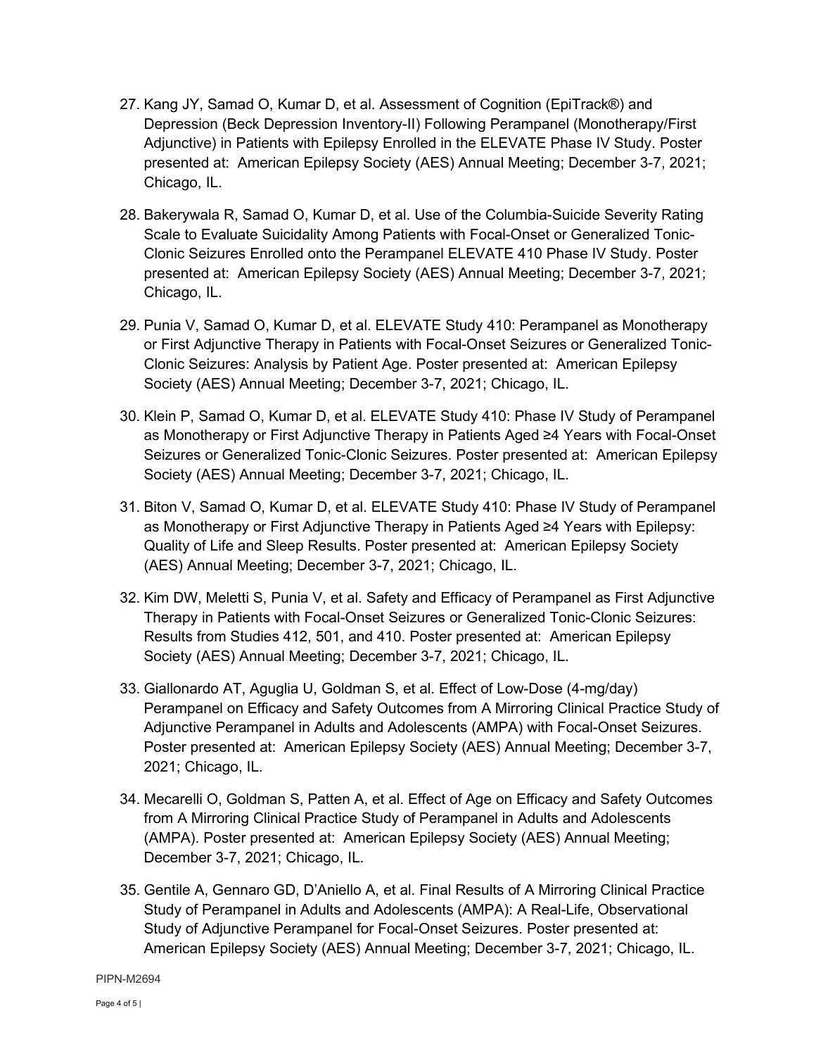27. Kang JY, Samad O, Kumar D, et al. Assessment of Cognition (EpiTrack®) and Depression (Beck Depression Inventory-II) Following Perampanel (Monotherapy/First Adjunctive) in Patients with Epilepsy Enrolled in the ELEVATE Phase IV Study. Poster presented at: American Epilepsy Society (AES) Annual Meeting; December 3-7, 2021; Chicago, IL.

28. Bakerywala R, Samad O, Kumar D, et al. Use of the Columbia-Suicide Severity Rating Scale to Evaluate Suicidality Among Patients with Focal-Onset or Generalized Tonic-Clonic Seizures Enrolled onto the Perampanel ELEVATE 410 Phase IV Study. Poster presented at: American Epilepsy Society (AES) Annual Meeting; December 3-7, 2021; Chicago, IL.

29. Punia V, Samad O, Kumar D, et al. ELEVATE Study 410: Perampanel as Monotherapy or First Adjunctive Therapy in Patients with Focal-Onset Seizures or Generalized Tonic-Clonic Seizures: Analysis by Patient Age. Poster presented at: American Epilepsy Society (AES) Annual Meeting; December 3-7, 2021; Chicago, IL.

30. Klein P, Samad O, Kumar D, et al. ELEVATE Study 410: Phase IV Study of Perampanel as Monotherapy or First Adjunctive Therapy in Patients Aged ≥4 Years with Focal-Onset Seizures or Generalized Tonic-Clonic Seizures. Poster presented at: American Epilepsy Society (AES) Annual Meeting; December 3-7, 2021; Chicago, IL.

31. Biton V, Samad O, Kumar D, et al. ELEVATE Study 410: Phase IV Study of Perampanel as Monotherapy or First Adjunctive Therapy in Patients Aged ≥4 Years with Epilepsy: Quality of Life and Sleep Results. Poster presented at: American Epilepsy Society (AES) Annual Meeting; December 3-7, 2021; Chicago, IL.

32. Kim DW, Meletti S, Punia V, et al. Safety and Efficacy of Perampanel as First Adjunctive Therapy in Patients with Focal-Onset Seizures or Generalized Tonic-Clonic Seizures: Results from Studies 412, 501, and 410. Poster presented at: American Epilepsy Society (AES) Annual Meeting; December 3-7, 2021; Chicago, IL.

33. Giallonardo AT, Aguglia U, Goldman S, et al. Effect of Low-Dose (4-mg/day) Perampanel on Efficacy and Safety Outcomes from A Mirroring Clinical Practice Study of Adjunctive Perampanel in Adults and Adolescents (AMPA) with Focal-Onset Seizures. Poster presented at: American Epilepsy Society (AES) Annual Meeting; December 3-7, 2021; Chicago, IL.

34. Mecarelli O, Goldman S, Patten A, et al. Effect of Age on Efficacy and Safety Outcomes from A Mirroring Clinical Practice Study of Perampanel in Adults and Adolescents (AMPA). Poster presented at: American Epilepsy Society (AES) Annual Meeting; December 3-7, 2021; Chicago, IL.

35. Gentile A, Gennaro GD, D'Aniello A, et al. Final Results of A Mirroring Clinical Practice Study of Perampanel in Adults and Adolescents (AMPA): A Real-Life, Observational Study of Adjunctive Perampanel for Focal-Onset Seizures. Poster presented at: American Epilepsy Society (AES) Annual Meeting; December 3-7, 2021; Chicago, IL.

PIPN-M2694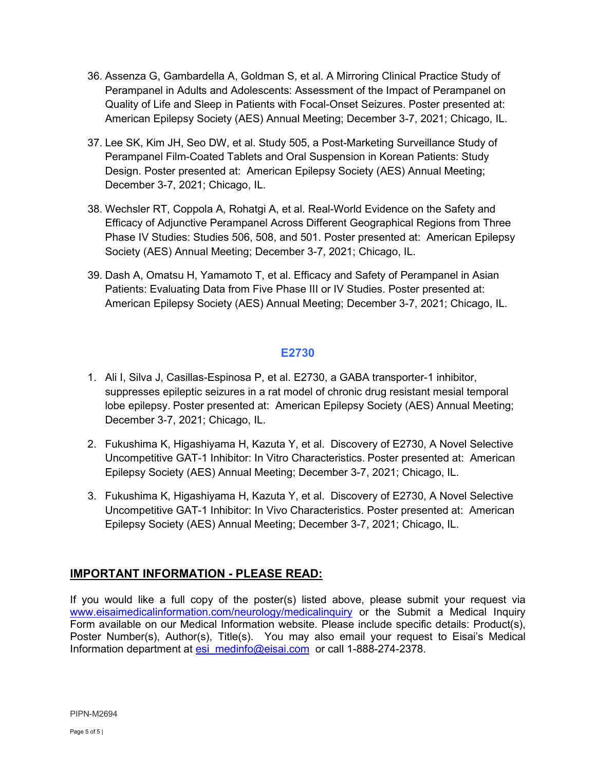36. Assenza G, Gambardella A, Goldman S, et al. A Mirroring Clinical Practice Study of Perampanel in Adults and Adolescents: Assessment of the Impact of Perampanel on Quality of Life and Sleep in Patients with Focal-Onset Seizures. Poster presented at: American Epilepsy Society (AES) Annual Meeting; December 3-7, 2021; Chicago, IL.

37. Lee SK, Kim JH, Seo DW, et al. Study 505, a Post-Marketing Surveillance Study of Perampanel Film-Coated Tablets and Oral Suspension in Korean Patients: Study Design. Poster presented at: American Epilepsy Society (AES) Annual Meeting; December 3-7, 2021; Chicago, IL.

38. Wechsler RT, Coppola A, Rohatgi A, et al. Real-World Evidence on the Safety and Efficacy of Adjunctive Perampanel Across Different Geographical Regions from Three Phase IV Studies: Studies 506, 508, and 501. Poster presented at: American Epilepsy Society (AES) Annual Meeting; December 3-7, 2021; Chicago, IL.

39. Dash A, Omatsu H, Yamamoto T, et al. Efficacy and Safety of Perampanel in Asian Patients: Evaluating Data from Five Phase III or IV Studies. Poster presented at: American Epilepsy Society (AES) Annual Meeting; December 3-7, 2021; Chicago, IL.

## E2730

1. Ali I, Silva J, Casillas-Espinosa P, et al. E2730, a GABA transporter-1 inhibitor, suppresses epileptic seizures in a rat model of chronic drug resistant mesial temporal lobe epilepsy. Poster presented at: American Epilepsy Society (AES) Annual Meeting; December 3-7, 2021; Chicago, IL.

2. Fukushima K, Higashiyama H, Kazuta Y, et al. Discovery of E2730, A Novel Selective Uncompetitive GAT-1 Inhibitor: In Vitro Characteristics. Poster presented at: American Epilepsy Society (AES) Annual Meeting; December 3-7, 2021; Chicago, IL.

3. Fukushima K, Higashiyama H, Kazuta Y, et al. Discovery of E2730, A Novel Selective Uncompetitive GAT-1 Inhibitor: In Vivo Characteristics. Poster presented at: American Epilepsy Society (AES) Annual Meeting; December 3-7, 2021; Chicago, IL.

## IMPORTANT INFORMATION - PLEASE READ:

If you would like a full copy of the poster(s) listed above, please submit your request via www.eisaimedicalinformation.com/neurology/medicalinquiry or the Submit a Medical Inquiry Form available on our Medical Information website. Please include specific details: Product(s), Poster Number(s), Author(s), Title(s). You may also email your request to Eisai's Medical Information department at esi_medinfo@eisai.com or call 1-888-274-2378.

PIPN-M2694